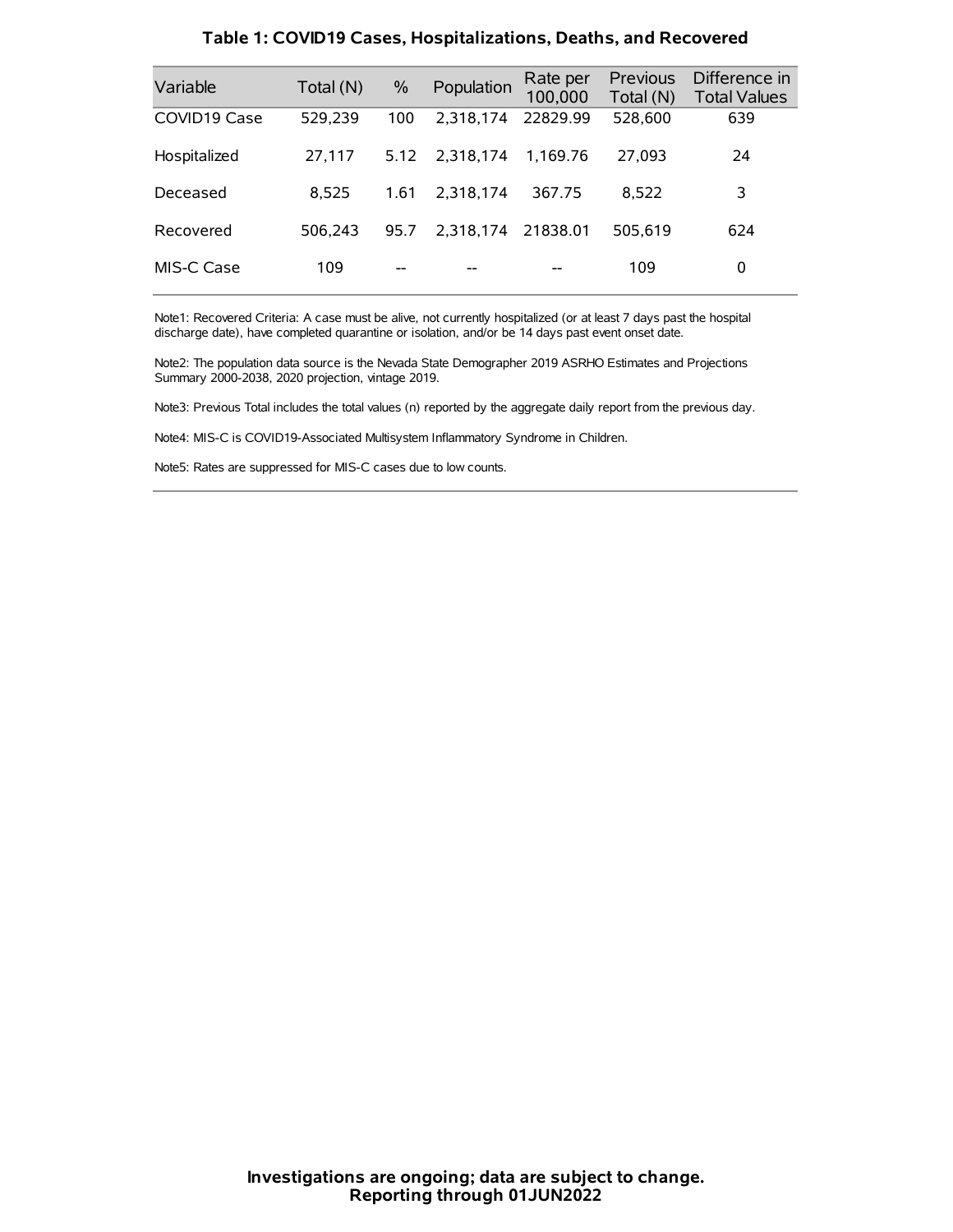# Table 1: COVID19 Cases, Hospitalizations, Deaths, and Recovered

| Variable | Total (N) | % | Population | Rate per 100,000 | Previous Total (N) | Difference in Total Values |
|---|---|---|---|---|---|---|
| COVID19 Case | 529,239 | 100 | 2,318,174 | 22829.99 | 528,600 | 639 |
| Hospitalized | 27,117 | 5.12 | 2,318,174 | 1,169.76 | 27,093 | 24 |
| Deceased | 8,525 | 1.61 | 2,318,174 | 367.75 | 8,522 | 3 |
| Recovered | 506,243 | 95.7 | 2,318,174 | 21838.01 | 505,619 | 624 |
| MIS-C Case | 109 | -- | -- | -- | 109 | 0 |

Note1: Recovered Criteria: A case must be alive, not currently hospitalized (or at least 7 days past the hospital discharge date), have completed quarantine or isolation, and/or be 14 days past event onset date.

Note2: The population data source is the Nevada State Demographer 2019 ASRHO Estimates and Projections Summary 2000-2038, 2020 projection, vintage 2019.

Note3: Previous Total includes the total values (n) reported by the aggregate daily report from the previous day.

Note4: MIS-C is COVID19-Associated Multisystem Inflammatory Syndrome in Children.

Note5: Rates are suppressed for MIS-C cases due to low counts.

**Investigations are ongoing; data are subject to change.**
**Reporting through 01JUN2022**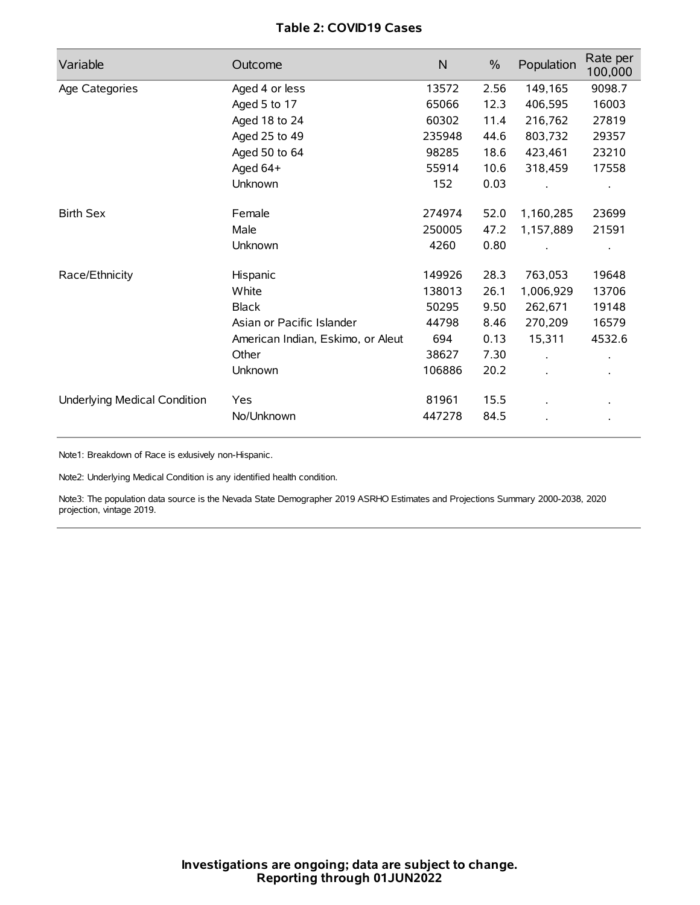## Table 2: COVID19 Cases

| Variable | Outcome | N | % | Population | Rate per 100,000 |
|---|---|---|---|---|---|
| Age Categories | Aged 4 or less | 13572 | 2.56 | 149,165 | 9098.7 |
| | Aged 5 to 17 | 65066 | 12.3 | 406,595 | 16003 |
| | Aged 18 to 24 | 60302 | 11.4 | 216,762 | 27819 |
| | Aged 25 to 49 | 235948 | 44.6 | 803,732 | 29357 |
| | Aged 50 to 64 | 98285 | 18.6 | 423,461 | 23210 |
| | Aged 64+ | 55914 | 10.6 | 318,459 | 17558 |
| | Unknown | 152 | 0.03 | . | . |
| Birth Sex | Female | 274974 | 52.0 | 1,160,285 | 23699 |
| | Male | 250005 | 47.2 | 1,157,889 | 21591 |
| | Unknown | 4260 | 0.80 | . | . |
| Race/Ethnicity | Hispanic | 149926 | 28.3 | 763,053 | 19648 |
| | White | 138013 | 26.1 | 1,006,929 | 13706 |
| | Black | 50295 | 9.50 | 262,671 | 19148 |
| | Asian or Pacific Islander | 44798 | 8.46 | 270,209 | 16579 |
| | American Indian, Eskimo, or Aleut | 694 | 0.13 | 15,311 | 4532.6 |
| | Other | 38627 | 7.30 | . | . |
| | Unknown | 106886 | 20.2 | . | . |
| Underlying Medical Condition | Yes | 81961 | 15.5 | . | . |
| | No/Unknown | 447278 | 84.5 | . | . |

Note1: Breakdown of Race is exlusively non-Hispanic.

Note2: Underlying Medical Condition is any identified health condition.

Note3: The population data source is the Nevada State Demographer 2019 ASRHO Estimates and Projections Summary 2000-2038, 2020 projection, vintage 2019.

**Investigations are ongoing; data are subject to change.**
**Reporting through 01JUN2022**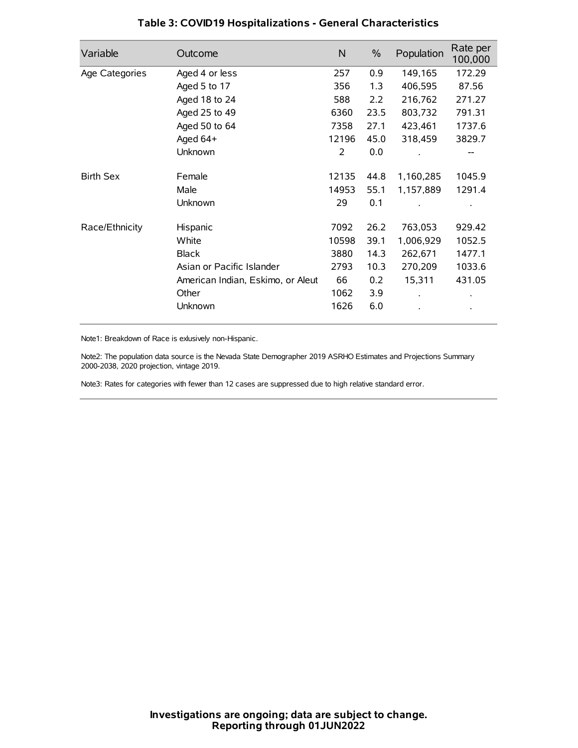### Table 3: COVID19 Hospitalizations - General Characteristics

| Variable | Outcome | N | % | Population | Rate per 100,000 |
|---|---|---|---|---|---|
| Age Categories | Aged 4 or less | 257 | 0.9 | 149,165 | 172.29 |
| | Aged 5 to 17 | 356 | 1.3 | 406,595 | 87.56 |
| | Aged 18 to 24 | 588 | 2.2 | 216,762 | 271.27 |
| | Aged 25 to 49 | 6360 | 23.5 | 803,732 | 791.31 |
| | Aged 50 to 64 | 7358 | 27.1 | 423,461 | 1737.6 |
| | Aged 64+ | 12196 | 45.0 | 318,459 | 3829.7 |
| | Unknown | 2 | 0.0 | . | -- |
| Birth Sex | Female | 12135 | 44.8 | 1,160,285 | 1045.9 |
| | Male | 14953 | 55.1 | 1,157,889 | 1291.4 |
| | Unknown | 29 | 0.1 | . | . |
| Race/Ethnicity | Hispanic | 7092 | 26.2 | 763,053 | 929.42 |
| | White | 10598 | 39.1 | 1,006,929 | 1052.5 |
| | Black | 3880 | 14.3 | 262,671 | 1477.1 |
| | Asian or Pacific Islander | 2793 | 10.3 | 270,209 | 1033.6 |
| | American Indian, Eskimo, or Aleut | 66 | 0.2 | 15,311 | 431.05 |
| | Other | 1062 | 3.9 | . | . |
| | Unknown | 1626 | 6.0 | . | . |

Note1: Breakdown of Race is exlusively non-Hispanic.

Note2: The population data source is the Nevada State Demographer 2019 ASRHO Estimates and Projections Summary 2000-2038, 2020 projection, vintage 2019.

Note3: Rates for categories with fewer than 12 cases are suppressed due to high relative standard error.

**Investigations are ongoing; data are subject to change.**
**Reporting through 01JUN2022**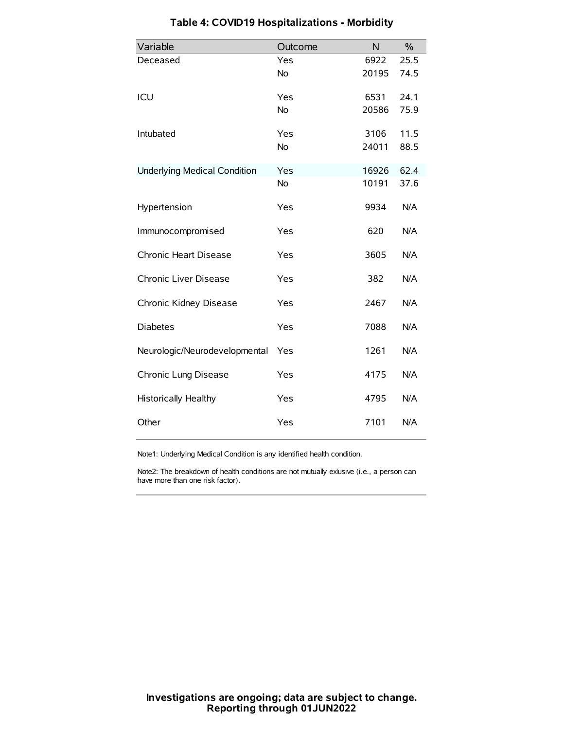# Table 4: COVID19 Hospitalizations - Morbidity

| Variable | Outcome | N | % |
|---|---|---|---|
| Deceased | Yes | 6922 | 25.5 |
| | No | 20195 | 74.5 |
| ICU | Yes | 6531 | 24.1 |
| | No | 20586 | 75.9 |
| Intubated | Yes | 3106 | 11.5 |
| | No | 24011 | 88.5 |
| Underlying Medical Condition | Yes | 16926 | 62.4 |
| | No | 10191 | 37.6 |
| Hypertension | Yes | 9934 | N/A |
| Immunocompromised | Yes | 620 | N/A |
| Chronic Heart Disease | Yes | 3605 | N/A |
| Chronic Liver Disease | Yes | 382 | N/A |
| Chronic Kidney Disease | Yes | 2467 | N/A |
| Diabetes | Yes | 7088 | N/A |
| Neurologic/Neurodevelopmental | Yes | 1261 | N/A |
| Chronic Lung Disease | Yes | 4175 | N/A |
| Historically Healthy | Yes | 4795 | N/A |
| Other | Yes | 7101 | N/A |

Note1: Underlying Medical Condition is any identified health condition.

Note2: The breakdown of health conditions are not mutually exlusive (i.e., a person can have more than one risk factor).

**Investigations are ongoing; data are subject to change.**
**Reporting through 01JUN2022**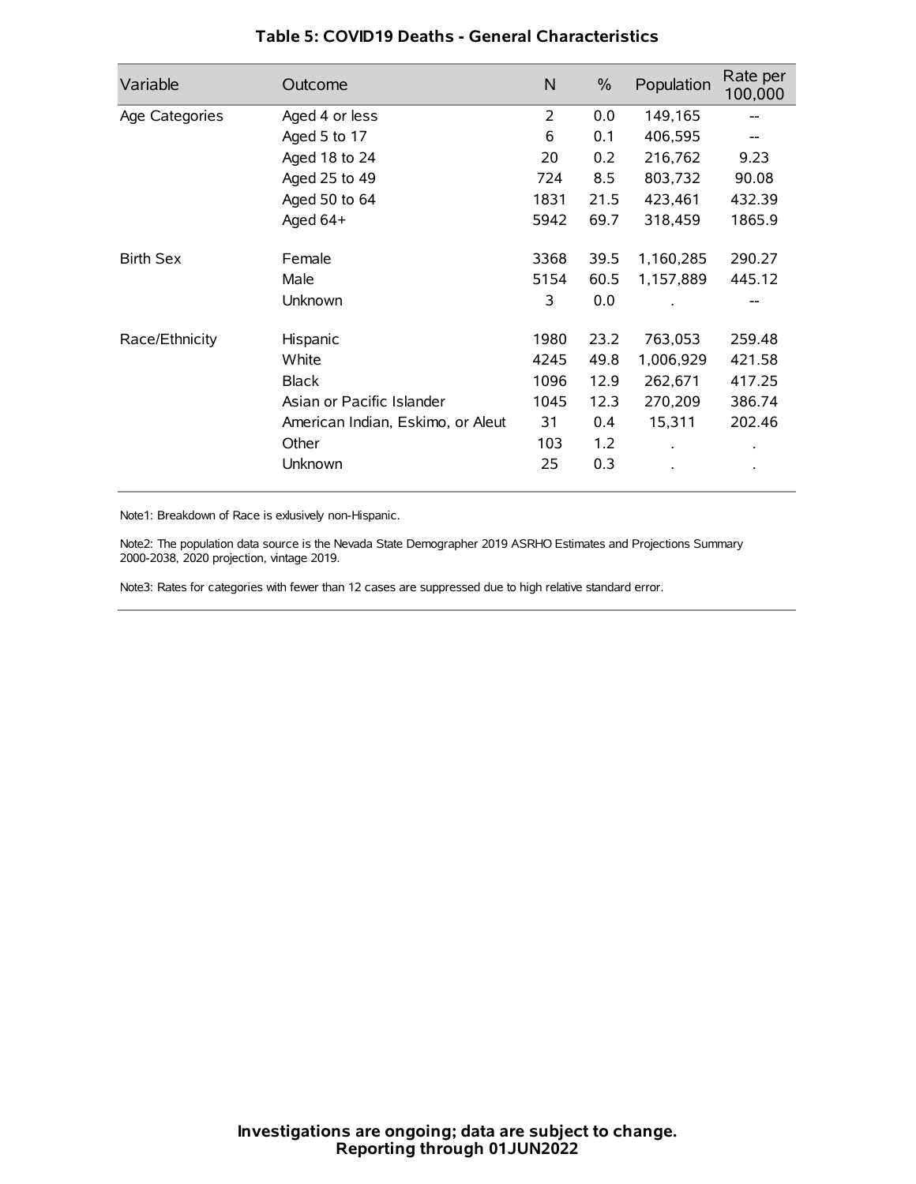## Table 5: COVID19 Deaths - General Characteristics

| Variable | Outcome | N | % | Population | Rate per 100,000 |
|---|---|---|---|---|---|
| Age Categories | Aged 4 or less | 2 | 0.0 | 149,165 | -- |
| | Aged 5 to 17 | 6 | 0.1 | 406,595 | -- |
| | Aged 18 to 24 | 20 | 0.2 | 216,762 | 9.23 |
| | Aged 25 to 49 | 724 | 8.5 | 803,732 | 90.08 |
| | Aged 50 to 64 | 1831 | 21.5 | 423,461 | 432.39 |
| | Aged 64+ | 5942 | 69.7 | 318,459 | 1865.9 |
| Birth Sex | Female | 3368 | 39.5 | 1,160,285 | 290.27 |
| | Male | 5154 | 60.5 | 1,157,889 | 445.12 |
| | Unknown | 3 | 0.0 | . | -- |
| Race/Ethnicity | Hispanic | 1980 | 23.2 | 763,053 | 259.48 |
| | White | 4245 | 49.8 | 1,006,929 | 421.58 |
| | Black | 1096 | 12.9 | 262,671 | 417.25 |
| | Asian or Pacific Islander | 1045 | 12.3 | 270,209 | 386.74 |
| | American Indian, Eskimo, or Aleut | 31 | 0.4 | 15,311 | 202.46 |
| | Other | 103 | 1.2 | . | . |
| | Unknown | 25 | 0.3 | . | . |

Note1: Breakdown of Race is exlusively non-Hispanic.

Note2: The population data source is the Nevada State Demographer 2019 ASRHO Estimates and Projections Summary 2000-2038, 2020 projection, vintage 2019.

Note3: Rates for categories with fewer than 12 cases are suppressed due to high relative standard error.

**Investigations are ongoing; data are subject to change.**
**Reporting through 01JUN2022**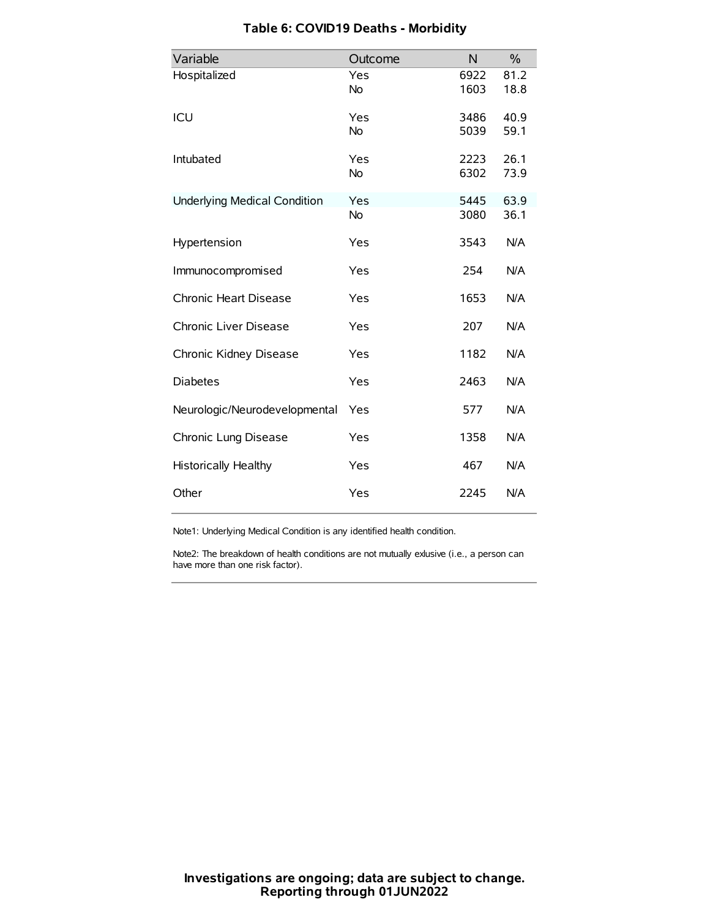## Table 6: COVID19 Deaths - Morbidity

| Variable | Outcome | N | % |
|---|---|---|---|
| Hospitalized | Yes | 6922 | 81.2 |
| | No | 1603 | 18.8 |
| ICU | Yes | 3486 | 40.9 |
| | No | 5039 | 59.1 |
| Intubated | Yes | 2223 | 26.1 |
| | No | 6302 | 73.9 |
| Underlying Medical Condition | Yes | 5445 | 63.9 |
| | No | 3080 | 36.1 |
| Hypertension | Yes | 3543 | N/A |
| Immunocompromised | Yes | 254 | N/A |
| Chronic Heart Disease | Yes | 1653 | N/A |
| Chronic Liver Disease | Yes | 207 | N/A |
| Chronic Kidney Disease | Yes | 1182 | N/A |
| Diabetes | Yes | 2463 | N/A |
| Neurologic/Neurodevelopmental | Yes | 577 | N/A |
| Chronic Lung Disease | Yes | 1358 | N/A |
| Historically Healthy | Yes | 467 | N/A |
| Other | Yes | 2245 | N/A |

Note1: Underlying Medical Condition is any identified health condition.

Note2: The breakdown of health conditions are not mutually exlusive (i.e., a person can have more than one risk factor).

**Investigations are ongoing; data are subject to change.**
**Reporting through 01JUN2022**